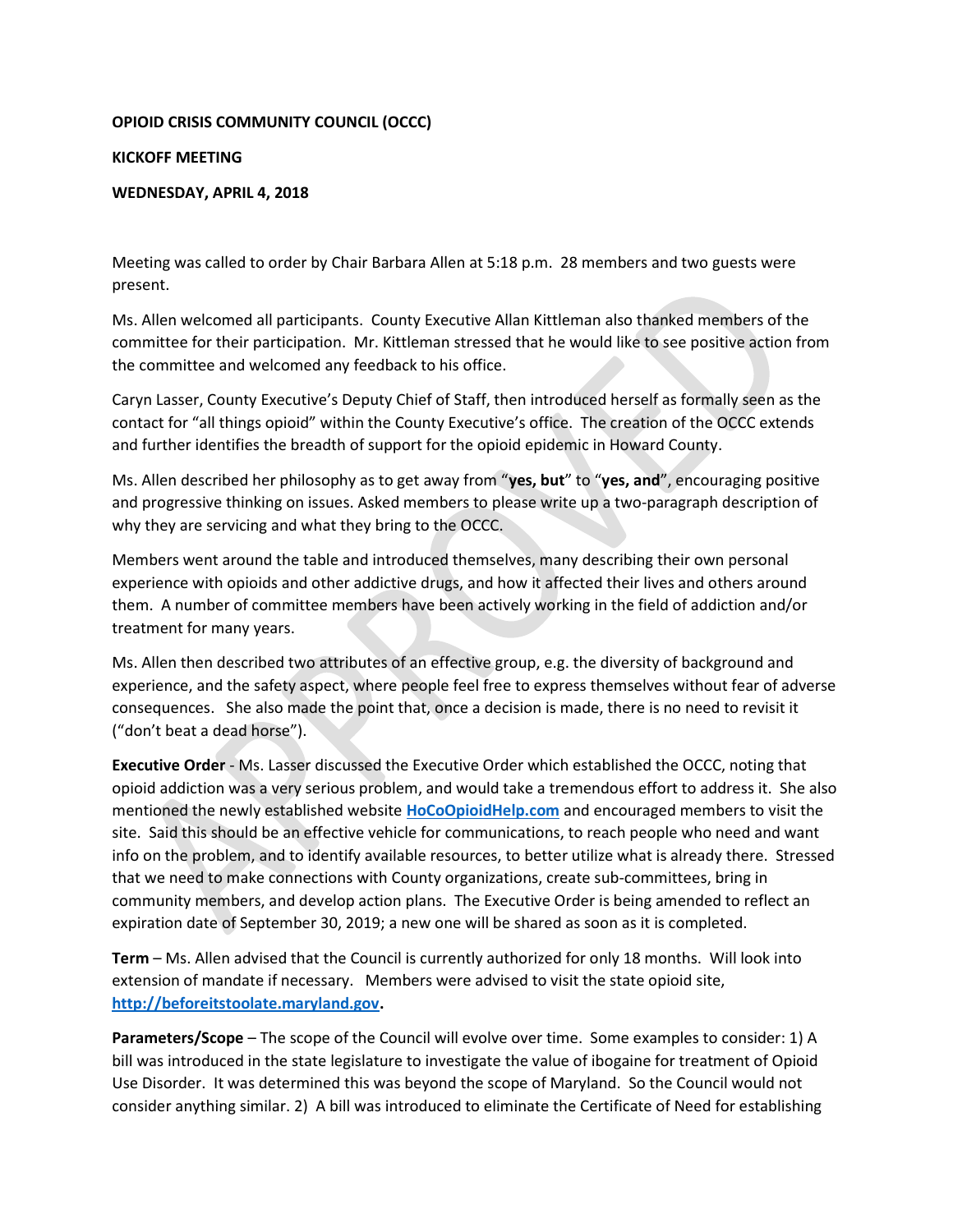**OPIOID CRISIS COMMUNITY COUNCIL (OCCC)**

**KICKOFF MEETING**

**WEDNESDAY, APRIL 4, 2018**

Meeting was called to order by Chair Barbara Allen at 5:18 p.m. 28 members and two guests were present.

Ms. Allen welcomed all participants. County Executive Allan Kittleman also thanked members of the committee for their participation. Mr. Kittleman stressed that he would like to see positive action from the committee and welcomed any feedback to his office.

Caryn Lasser, County Executive's Deputy Chief of Staff, then introduced herself as formally seen as the contact for "all things opioid" within the County Executive's office. The creation of the OCCC extends and further identifies the breadth of support for the opioid epidemic in Howard County.

Ms. Allen described her philosophy as to get away from "**yes, but**" to "**yes, and**", encouraging positive and progressive thinking on issues. Asked members to please write up a two-paragraph description of why they are servicing and what they bring to the OCCC.

Members went around the table and introduced themselves, many describing their own personal experience with opioids and other addictive drugs, and how it affected their lives and others around them. A number of committee members have been actively working in the field of addiction and/or treatment for many years.

Ms. Allen then described two attributes of an effective group, e.g. the diversity of background and experience, and the safety aspect, where people feel free to express themselves without fear of adverse consequences. She also made the point that, once a decision is made, there is no need to revisit it ("don't beat a dead horse").

**Executive Order** - Ms. Lasser discussed the Executive Order which established the OCCC, noting that opioid addiction was a very serious problem, and would take a tremendous effort to address it. She also mentioned the newly established website **HoCoOpioidHelp.com** and encouraged members to visit the site. Said this should be an effective vehicle for communications, to reach people who need and want info on the problem, and to identify available resources, to better utilize what is already there. Stressed that we need to make connections with County organizations, create sub-committees, bring in community members, and develop action plans. The Executive Order is being amended to reflect an expiration date of September 30, 2019; a new one will be shared as soon as it is completed.

**Term** – Ms. Allen advised that the Council is currently authorized for only 18 months. Will look into extension of mandate if necessary. Members were advised to visit the state opioid site, **http://beforeitstoolate.maryland.gov.**

**Parameters/Scope** – The scope of the Council will evolve over time. Some examples to consider: 1) A bill was introduced in the state legislature to investigate the value of ibogaine for treatment of Opioid Use Disorder. It was determined this was beyond the scope of Maryland. So the Council would not consider anything similar. 2) A bill was introduced to eliminate the Certificate of Need for establishing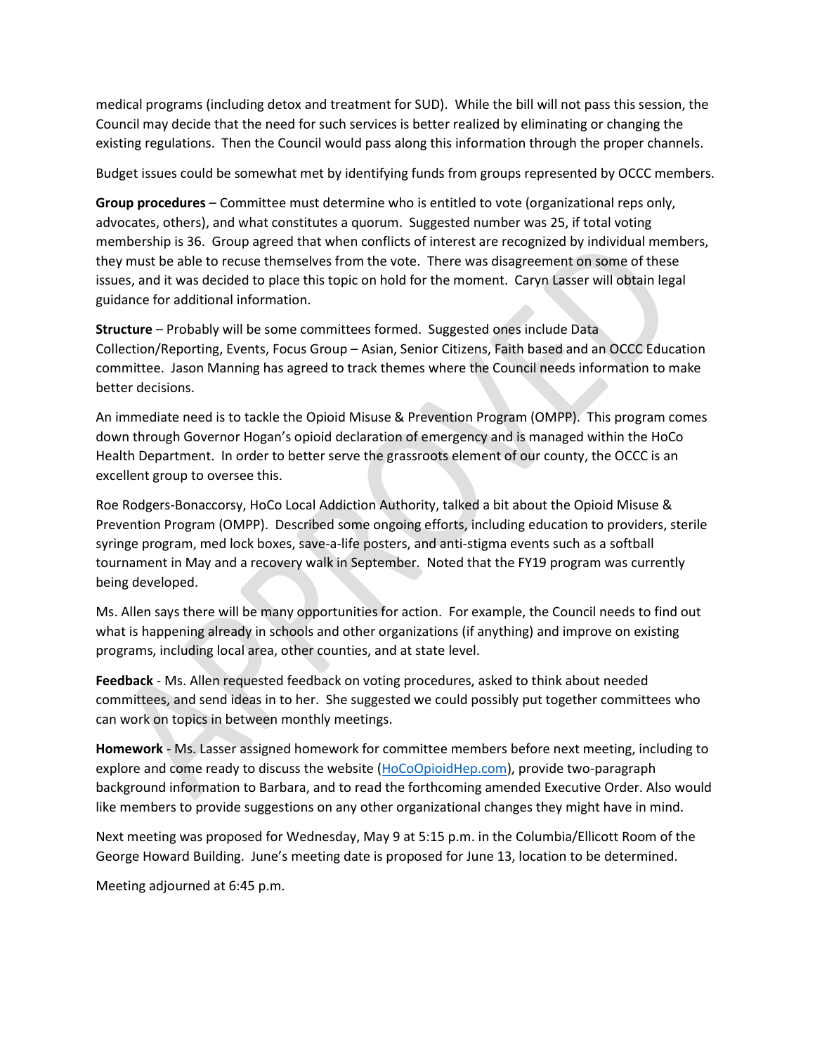medical programs (including detox and treatment for SUD). While the bill will not pass this session, the Council may decide that the need for such services is better realized by eliminating or changing the existing regulations. Then the Council would pass along this information through the proper channels.

Budget issues could be somewhat met by identifying funds from groups represented by OCCC members.

**Group procedures** – Committee must determine who is entitled to vote (organizational reps only, advocates, others), and what constitutes a quorum. Suggested number was 25, if total voting membership is 36. Group agreed that when conflicts of interest are recognized by individual members, they must be able to recuse themselves from the vote. There was disagreement on some of these issues, and it was decided to place this topic on hold for the moment. Caryn Lasser will obtain legal guidance for additional information.

**Structure** – Probably will be some committees formed. Suggested ones include Data Collection/Reporting, Events, Focus Group – Asian, Senior Citizens, Faith based and an OCCC Education committee. Jason Manning has agreed to track themes where the Council needs information to make better decisions.

An immediate need is to tackle the Opioid Misuse & Prevention Program (OMPP). This program comes down through Governor Hogan's opioid declaration of emergency and is managed within the HoCo Health Department. In order to better serve the grassroots element of our county, the OCCC is an excellent group to oversee this.

Roe Rodgers-Bonaccorsy, HoCo Local Addiction Authority, talked a bit about the Opioid Misuse & Prevention Program (OMPP). Described some ongoing efforts, including education to providers, sterile syringe program, med lock boxes, save-a-life posters, and anti-stigma events such as a softball tournament in May and a recovery walk in September. Noted that the FY19 program was currently being developed.

Ms. Allen says there will be many opportunities for action. For example, the Council needs to find out what is happening already in schools and other organizations (if anything) and improve on existing programs, including local area, other counties, and at state level.

**Feedback** - Ms. Allen requested feedback on voting procedures, asked to think about needed committees, and send ideas in to her. She suggested we could possibly put together committees who can work on topics in between monthly meetings.

**Homework** - Ms. Lasser assigned homework for committee members before next meeting, including to explore and come ready to discuss the website (HoCoOpioidHep.com), provide two-paragraph background information to Barbara, and to read the forthcoming amended Executive Order. Also would like members to provide suggestions on any other organizational changes they might have in mind.

Next meeting was proposed for Wednesday, May 9 at 5:15 p.m. in the Columbia/Ellicott Room of the George Howard Building. June's meeting date is proposed for June 13, location to be determined.

Meeting adjourned at 6:45 p.m.